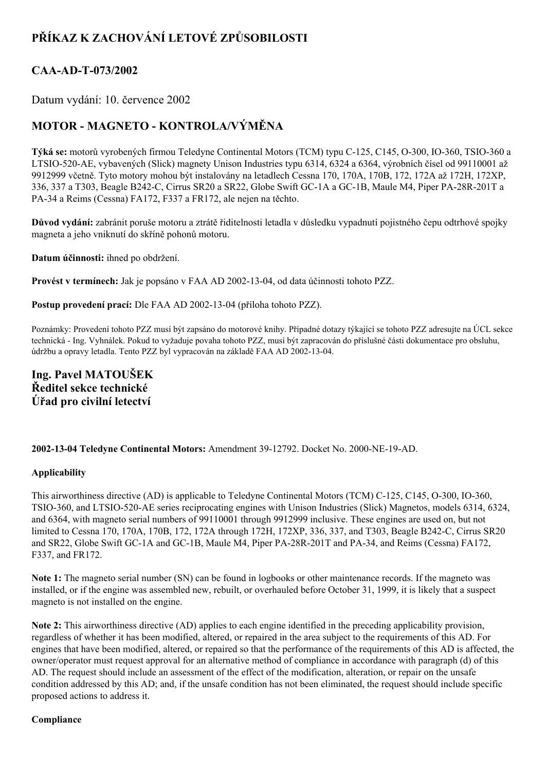# PŘÍKAZ K ZACHOVÁNÍ LETOVÉ ZPŮSOBILOSTI

## CAA-AD-T-073/2002

Datum vydání: 10. července 2002

## MOTOR - MAGNETO - KONTROLA/VÝMĚNA

**Týká se:** motorů vyrobených firmou Teledyne Continental Motors (TCM) typu C-125, C145, O-300, IO-360, TSIO-360 a LTSIO-520-AE, vybavených (Slick) magnety Unison Industries typu 6314, 6324 a 6364, výrobních čísel od 99110001 až 9912999 včetně. Tyto motory mohou být instalovány na letadlech Cessna 170, 170A, 170B, 172, 172A až 172H, 172XP, 336, 337 a T303, Beagle B242-C, Cirrus SR20 a SR22, Globe Swift GC-1A a GC-1B, Maule M4, Piper PA-28R-201T a PA-34 a Reims (Cessna) FA172, F337 a FR172, ale nejen na těchto.

**Důvod vydání:** zabránit poruše motoru a ztrátě řiditelnosti letadla v důsledku vypadnutí pojistného čepu odtrhové spojky magneta a jeho vniknutí do skříně pohonů motoru.

**Datum účinnosti:** ihned po obdržení.

**Provést v termínech:** Jak je popsáno v FAA AD 2002-13-04, od data účinnosti tohoto PZZ.

**Postup provedení prací:** Dle FAA AD 2002-13-04 (příloha tohoto PZZ).

Poznámky: Provedení tohoto PZZ musí být zapsáno do motorové knihy. Případné dotazy týkající se tohoto PZZ adresujte na ÚCL sekce technická - Ing. Vyhnálek. Pokud to vyžaduje povaha tohoto PZZ, musí být zapracován do příslušné části dokumentace pro obsluhu, údržbu a opravy letadla. Tento PZZ byl vypracován na základě FAA AD 2002-13-04.

### Ing. Pavel MATOUŠEK
### Ředitel sekce technické
### Úřad pro civilní letectví

**2002-13-04 Teledyne Continental Motors:** Amendment 39-12792. Docket No. 2000-NE-19-AD.

**Applicability**

This airworthiness directive (AD) is applicable to Teledyne Continental Motors (TCM) C-125, C145, O-300, IO-360, TSIO-360, and LTSIO-520-AE series reciprocating engines with Unison Industries (Slick) Magnetos, models 6314, 6324, and 6364, with magneto serial numbers of 99110001 through 9912999 inclusive. These engines are used on, but not limited to Cessna 170, 170A, 170B, 172, 172A through 172H, 172XP, 336, 337, and T303, Beagle B242-C, Cirrus SR20 and SR22, Globe Swift GC-1A and GC-1B, Maule M4, Piper PA-28R-201T and PA-34, and Reims (Cessna) FA172, F337, and FR172.

**Note 1:** The magneto serial number (SN) can be found in logbooks or other maintenance records. If the magneto was installed, or if the engine was assembled new, rebuilt, or overhauled before October 31, 1999, it is likely that a suspect magneto is not installed on the engine.

**Note 2:** This airworthiness directive (AD) applies to each engine identified in the preceding applicability provision, regardless of whether it has been modified, altered, or repaired in the area subject to the requirements of this AD. For engines that have been modified, altered, or repaired so that the performance of the requirements of this AD is affected, the owner/operator must request approval for an alternative method of compliance in accordance with paragraph (d) of this AD. The request should include an assessment of the effect of the modification, alteration, or repair on the unsafe condition addressed by this AD; and, if the unsafe condition has not been eliminated, the request should include specific proposed actions to address it.

**Compliance**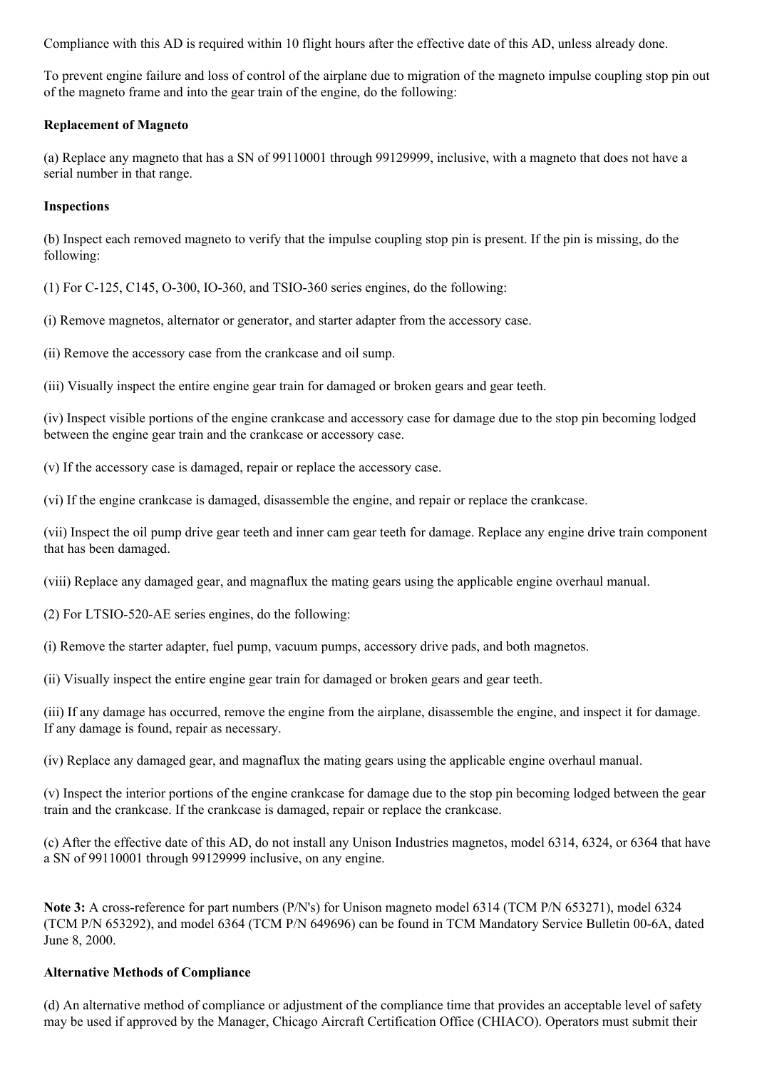Compliance with this AD is required within 10 flight hours after the effective date of this AD, unless already done.

To prevent engine failure and loss of control of the airplane due to migration of the magneto impulse coupling stop pin out of the magneto frame and into the gear train of the engine, do the following:

**Replacement of Magneto**

(a) Replace any magneto that has a SN of 99110001 through 99129999, inclusive, with a magneto that does not have a serial number in that range.

**Inspections**

(b) Inspect each removed magneto to verify that the impulse coupling stop pin is present. If the pin is missing, do the following:

(1) For C-125, C145, O-300, IO-360, and TSIO-360 series engines, do the following:

(i) Remove magnetos, alternator or generator, and starter adapter from the accessory case.

(ii) Remove the accessory case from the crankcase and oil sump.

(iii) Visually inspect the entire engine gear train for damaged or broken gears and gear teeth.

(iv) Inspect visible portions of the engine crankcase and accessory case for damage due to the stop pin becoming lodged between the engine gear train and the crankcase or accessory case.

(v) If the accessory case is damaged, repair or replace the accessory case.

(vi) If the engine crankcase is damaged, disassemble the engine, and repair or replace the crankcase.

(vii) Inspect the oil pump drive gear teeth and inner cam gear teeth for damage. Replace any engine drive train component that has been damaged.

(viii) Replace any damaged gear, and magnaflux the mating gears using the applicable engine overhaul manual.

(2) For LTSIO-520-AE series engines, do the following:

(i) Remove the starter adapter, fuel pump, vacuum pumps, accessory drive pads, and both magnetos.

(ii) Visually inspect the entire engine gear train for damaged or broken gears and gear teeth.

(iii) If any damage has occurred, remove the engine from the airplane, disassemble the engine, and inspect it for damage. If any damage is found, repair as necessary.

(iv) Replace any damaged gear, and magnaflux the mating gears using the applicable engine overhaul manual.

(v) Inspect the interior portions of the engine crankcase for damage due to the stop pin becoming lodged between the gear train and the crankcase. If the crankcase is damaged, repair or replace the crankcase.

(c) After the effective date of this AD, do not install any Unison Industries magnetos, model 6314, 6324, or 6364 that have a SN of 99110001 through 99129999 inclusive, on any engine.

**Note 3:** A cross-reference for part numbers (P/N's) for Unison magneto model 6314 (TCM P/N 653271), model 6324 (TCM P/N 653292), and model 6364 (TCM P/N 649696) can be found in TCM Mandatory Service Bulletin 00-6A, dated June 8, 2000.

**Alternative Methods of Compliance**

(d) An alternative method of compliance or adjustment of the compliance time that provides an acceptable level of safety may be used if approved by the Manager, Chicago Aircraft Certification Office (CHIACO). Operators must submit their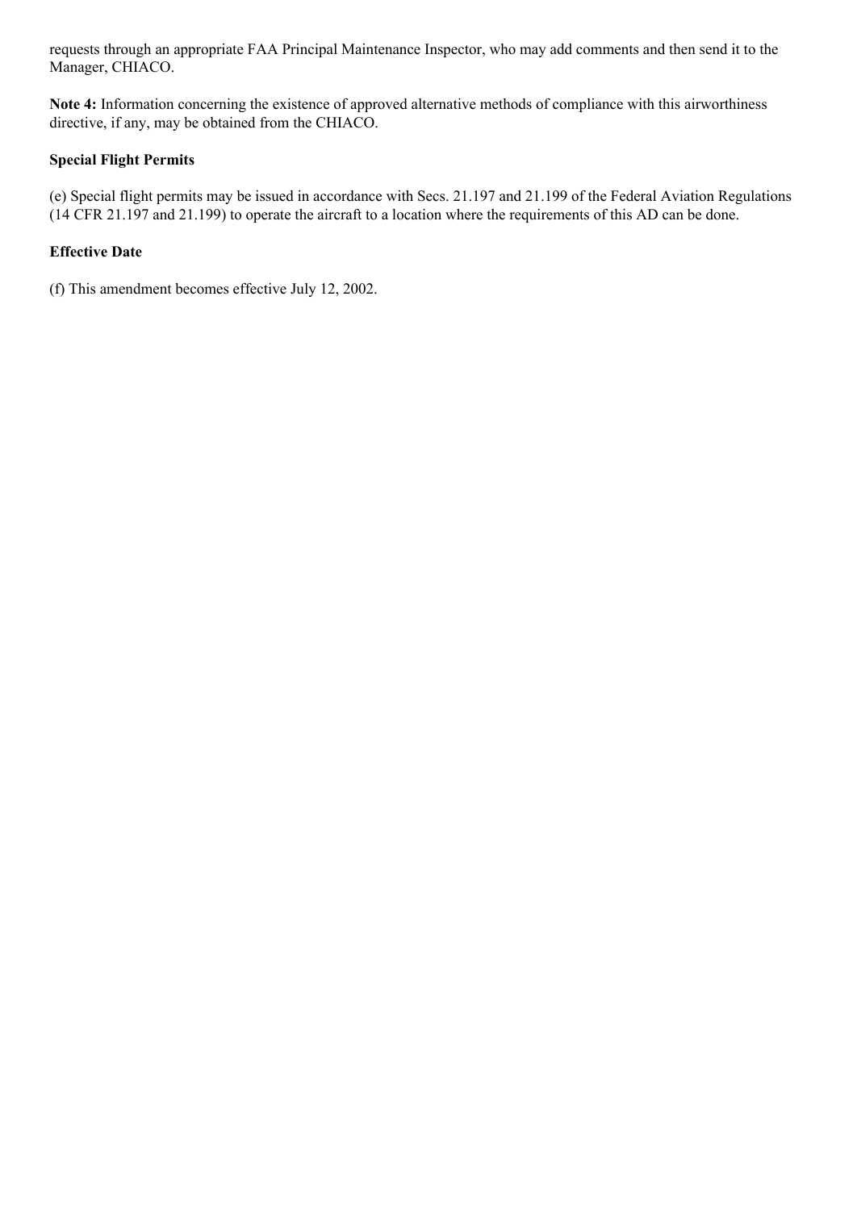requests through an appropriate FAA Principal Maintenance Inspector, who may add comments and then send it to the Manager, CHIACO.

**Note 4:** Information concerning the existence of approved alternative methods of compliance with this airworthiness directive, if any, may be obtained from the CHIACO.

### Special Flight Permits

(e) Special flight permits may be issued in accordance with Secs. 21.197 and 21.199 of the Federal Aviation Regulations (14 CFR 21.197 and 21.199) to operate the aircraft to a location where the requirements of this AD can be done.

### Effective Date

(f) This amendment becomes effective July 12, 2002.